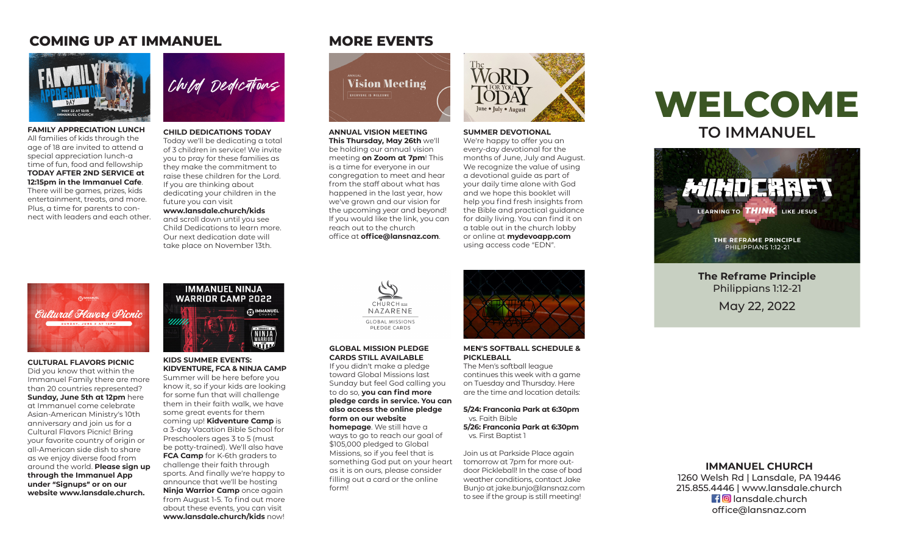## COMING UP AT IMMANUEL

**FAMILY APPRECIATION LUNCH**
All families of kids through the age of 18 are invited to attend a special appreciation lunch-a time of fun, food and fellowship **TODAY AFTER 2ND SERVICE at 12:15pm in the Immanuel Cafe**. There will be games, prizes, kids entertainment, treats, and more. Plus, a time for parents to connect with leaders and each other.

**CHILD DEDICATIONS TODAY**
Today we'll be dedicating a total of 3 children in service! We invite you to pray for these families as they make the commitment to raise these children for the Lord. If you are thinking about dedicating your children in the future you can visit **www.lansdale.church/kids** and scroll down until you see Child Dedications to learn more. Our next dedication date will take place on November 13th.

**CULTURAL FLAVORS PICNIC**
Did you know that within the Immanuel Family there are more than 20 countries represented? **Sunday, June 5th at 12pm** here at Immanuel come celebrate Asian-American Ministry's 10th anniversary and join us for a Cultural Flavors Picnic! Bring your favorite country of origin or all-American side dish to share as we enjoy diverse food from around the world. **Please sign up through the Immanuel App under "Signups" or on our website www.lansdale.church.**

**KIDS SUMMER EVENTS: KIDVENTURE, FCA & NINJA CAMP**
Summer will be here before you know it, so if your kids are looking for some fun that will challenge them in their faith walk, we have some great events for them coming up! **Kidventure Camp** is a 3-day Vacation Bible School for Preschoolers ages 3 to 5 (must be potty-trained). We'll also have **FCA Camp** for K-6th graders to challenge their faith through sports. And finally we're happy to announce that we'll be hosting **Ninja Warrior Camp** once again from August 1-5. To find out more about these events, you can visit **www.lansdale.church/kids** now!

## MORE EVENTS

**ANNUAL VISION MEETING**
**This Thursday, May 26th** we'll be holding our annual vision meeting **on Zoom at 7pm**! This is a time for everyone in our congregation to meet and hear from the staff about what has happened in the last year, how we've grown and our vision for the upcoming year and beyond! If you would like the link, you can reach out to the church office at **office@lansnaz.com**.

**SUMMER DEVOTIONAL**
We're happy to offer you an every-day devotional for the months of June, July and August. We recognize the value of using a devotional guide as part of your daily time alone with God and we hope this booklet will help you find fresh insights from the Bible and practical guidance for daily living. You can find it on a table out in the church lobby or online at **mydevoapp.com** using access code "EDN".

**GLOBAL MISSION PLEDGE CARDS STILL AVAILABLE**
If you didn't make a pledge toward Global Missions last Sunday but feel God calling you to do so, **you can find more pledge cards in service. You can also access the online pledge form on our website homepage**. We still have a ways to go to reach our goal of $105,000 pledged to Global Missions, so if you feel that is something God put on your heart as it is on ours, please consider filling out a card or the online form!

**MEN'S SOFTBALL SCHEDULE & PICKLEBALL**
The Men's softball league continues this week with a game on Tuesday and Thursday. Here are the time and location details:

**5/24: Franconia Park at 6:30pm**
vs. Faith Bible
**5/26: Franconia Park at 6:30pm**
vs. First Baptist 1

Join us at Parkside Place again tomorrow at 7pm for more outdoor Pickleball! In the case of bad weather conditions, contact Jake Bunjo at jake.bunjo@lansnaz.com to see if the group is still meeting!

# WELCOME
## TO IMMANUEL

**The Reframe Principle**
Philippians 1:12-21
May 22, 2022

**IMMANUEL CHURCH**
1260 Welsh Rd | Lansdale, PA 19446
215.855.4446 | www.lansdale.church
lansdale.church
office@lansnaz.com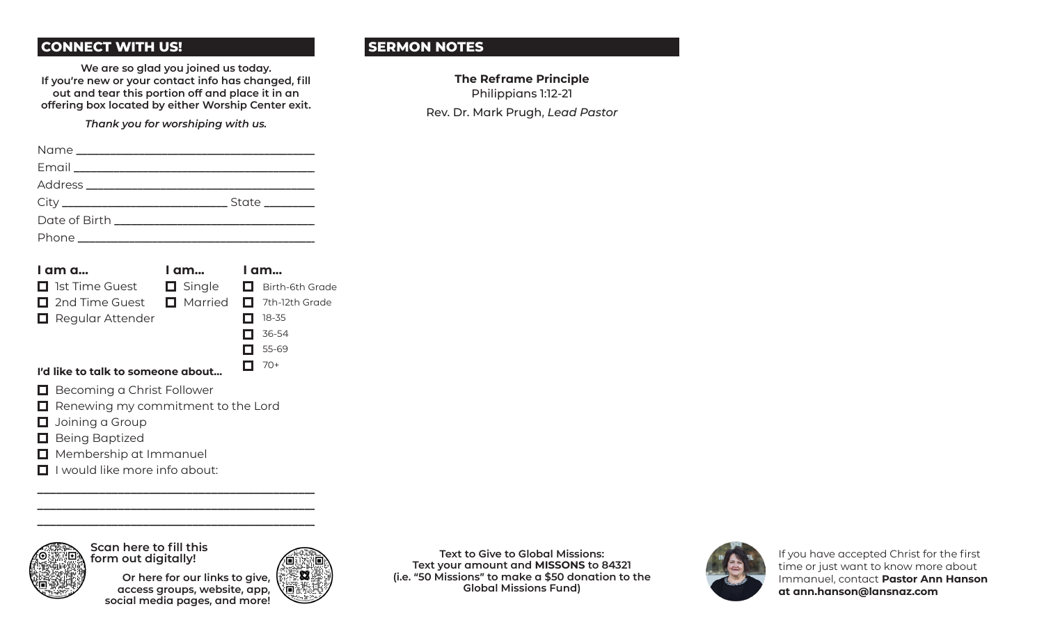## CONNECT WITH US!

**We are so glad you joined us today. If you're new or your contact info has changed, fill out and tear this portion off and place it in an offering box located by either Worship Center exit.**

***Thank you for worshiping with us.***

Name ______________________________

Email ______________________________

Address ______________________________

City ______________________ State ________

Date of Birth ______________________________

Phone ______________________________

**I am a...**

- ☐ 1st Time Guest
- ☐ 2nd Time Guest
- ☐ Regular Attender

**I am...**

- ☐ Single
- ☐ Married

**I am...**

- ☐ Birth-6th Grade
- ☐ 7th-12th Grade
- ☐ 18-35
- ☐ 36-54
- ☐ 55-69
- ☐ 70+

**I'd like to talk to someone about...**

- ☐ Becoming a Christ Follower
- ☐ Renewing my commitment to the Lord
- ☐ Joining a Group
- ☐ Being Baptized
- ☐ Membership at Immanuel
- ☐ I would like more info about:

______________________________

______________________________

______________________________

**Scan here to fill this form out digitally!**

**Or here for our links to give, access groups, website, app, social media pages, and more!**

## SERMON NOTES

**The Reframe Principle**

Philippians 1:12-21

Rev. Dr. Mark Prugh, *Lead Pastor*

**Text to Give to Global Missions:**
**Text your amount and MISSONS to 84321**
**(i.e. "50 Missions" to make a $50 donation to the Global Missions Fund)**

If you have accepted Christ for the first time or just want to know more about Immanuel, contact **Pastor Ann Hanson at ann.hanson@lansnaz.com**